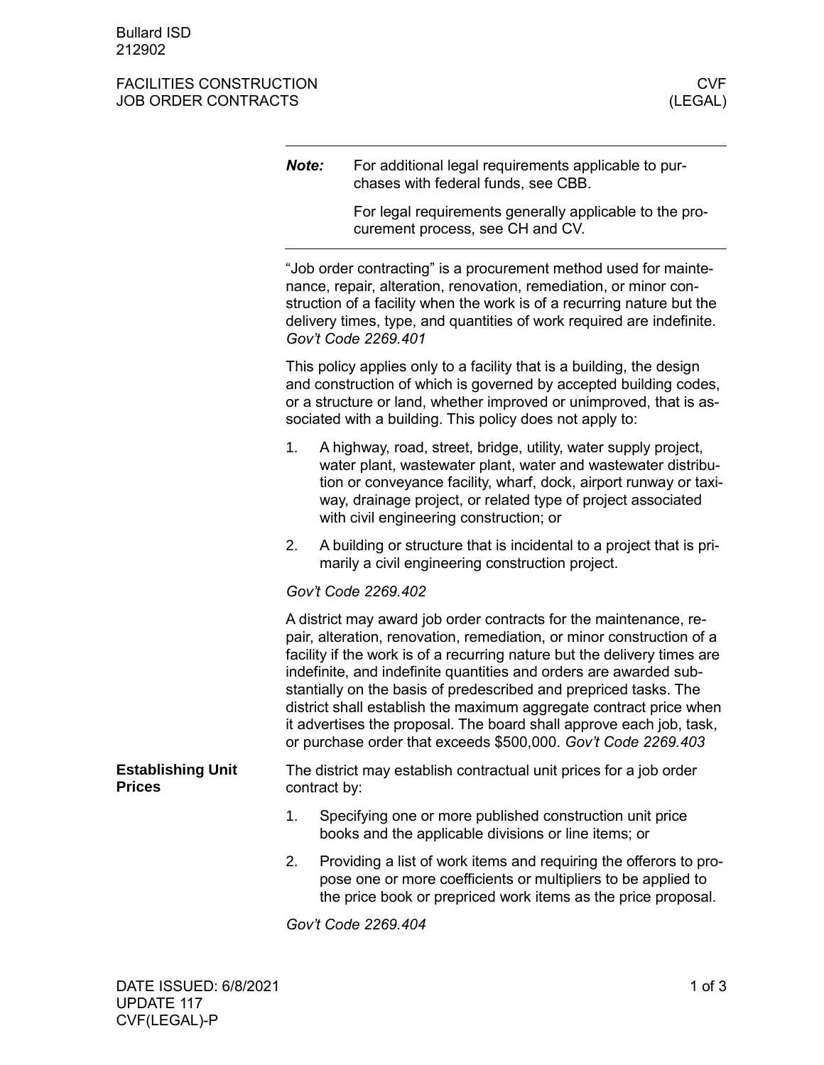Bullard ISD
212902

FACILITIES CONSTRUCTION
JOB ORDER CONTRACTS

CVF
(LEGAL)

**Note:** For additional legal requirements applicable to purchases with federal funds, see CBB.

For legal requirements generally applicable to the procurement process, see CH and CV.

"Job order contracting" is a procurement method used for maintenance, repair, alteration, renovation, remediation, or minor construction of a facility when the work is of a recurring nature but the delivery times, type, and quantities of work required are indefinite. *Gov't Code 2269.401*

This policy applies only to a facility that is a building, the design and construction of which is governed by accepted building codes, or a structure or land, whether improved or unimproved, that is associated with a building. This policy does not apply to:

1. A highway, road, street, bridge, utility, water supply project, water plant, wastewater plant, water and wastewater distribution or conveyance facility, wharf, dock, airport runway or taxiway, drainage project, or related type of project associated with civil engineering construction; or
2. A building or structure that is incidental to a project that is primarily a civil engineering construction project.

*Gov't Code 2269.402*

A district may award job order contracts for the maintenance, repair, alteration, renovation, remediation, or minor construction of a facility if the work is of a recurring nature but the delivery times are indefinite, and indefinite quantities and orders are awarded substantially on the basis of predescribed and prepriced tasks. The district shall establish the maximum aggregate contract price when it advertises the proposal. The board shall approve each job, task, or purchase order that exceeds $500,000. *Gov't Code 2269.403*

## Establishing Unit Prices

The district may establish contractual unit prices for a job order contract by:

1. Specifying one or more published construction unit price books and the applicable divisions or line items; or
2. Providing a list of work items and requiring the offerors to propose one or more coefficients or multipliers to be applied to the price book or prepriced work items as the price proposal.

*Gov't Code 2269.404*

DATE ISSUED: 6/8/2021
UPDATE 117
CVF(LEGAL)-P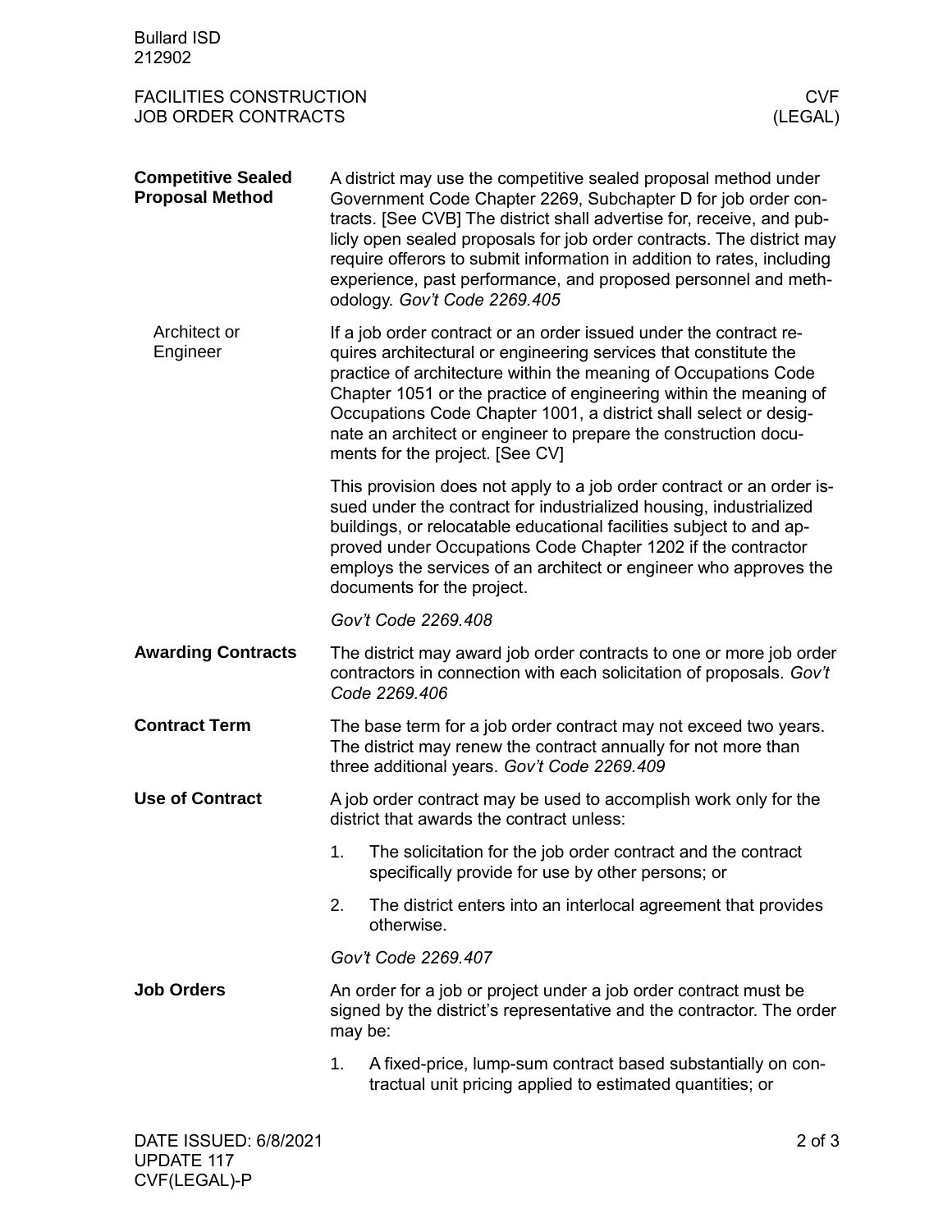## Competitive Sealed Proposal Method

A district may use the competitive sealed proposal method under Government Code Chapter 2269, Subchapter D for job order contracts. [See CVB] The district shall advertise for, receive, and publicly open sealed proposals for job order contracts. The district may require offerors to submit information in addition to rates, including experience, past performance, and proposed personnel and methodology. *Gov't Code 2269.405*

### Architect or Engineer

If a job order contract or an order issued under the contract requires architectural or engineering services that constitute the practice of architecture within the meaning of Occupations Code Chapter 1051 or the practice of engineering within the meaning of Occupations Code Chapter 1001, a district shall select or designate an architect or engineer to prepare the construction documents for the project. [See CV]

This provision does not apply to a job order contract or an order issued under the contract for industrialized housing, industrialized buildings, or relocatable educational facilities subject to and approved under Occupations Code Chapter 1202 if the contractor employs the services of an architect or engineer who approves the documents for the project.

*Gov't Code 2269.408*

## Awarding Contracts

The district may award job order contracts to one or more job order contractors in connection with each solicitation of proposals. *Gov't Code 2269.406*

## Contract Term

The base term for a job order contract may not exceed two years. The district may renew the contract annually for not more than three additional years. *Gov't Code 2269.409*

## Use of Contract

A job order contract may be used to accomplish work only for the district that awards the contract unless:

1. The solicitation for the job order contract and the contract specifically provide for use by other persons; or
2. The district enters into an interlocal agreement that provides otherwise.

*Gov't Code 2269.407*

## Job Orders

An order for a job or project under a job order contract must be signed by the district's representative and the contractor. The order may be:

1. A fixed-price, lump-sum contract based substantially on contractual unit pricing applied to estimated quantities; or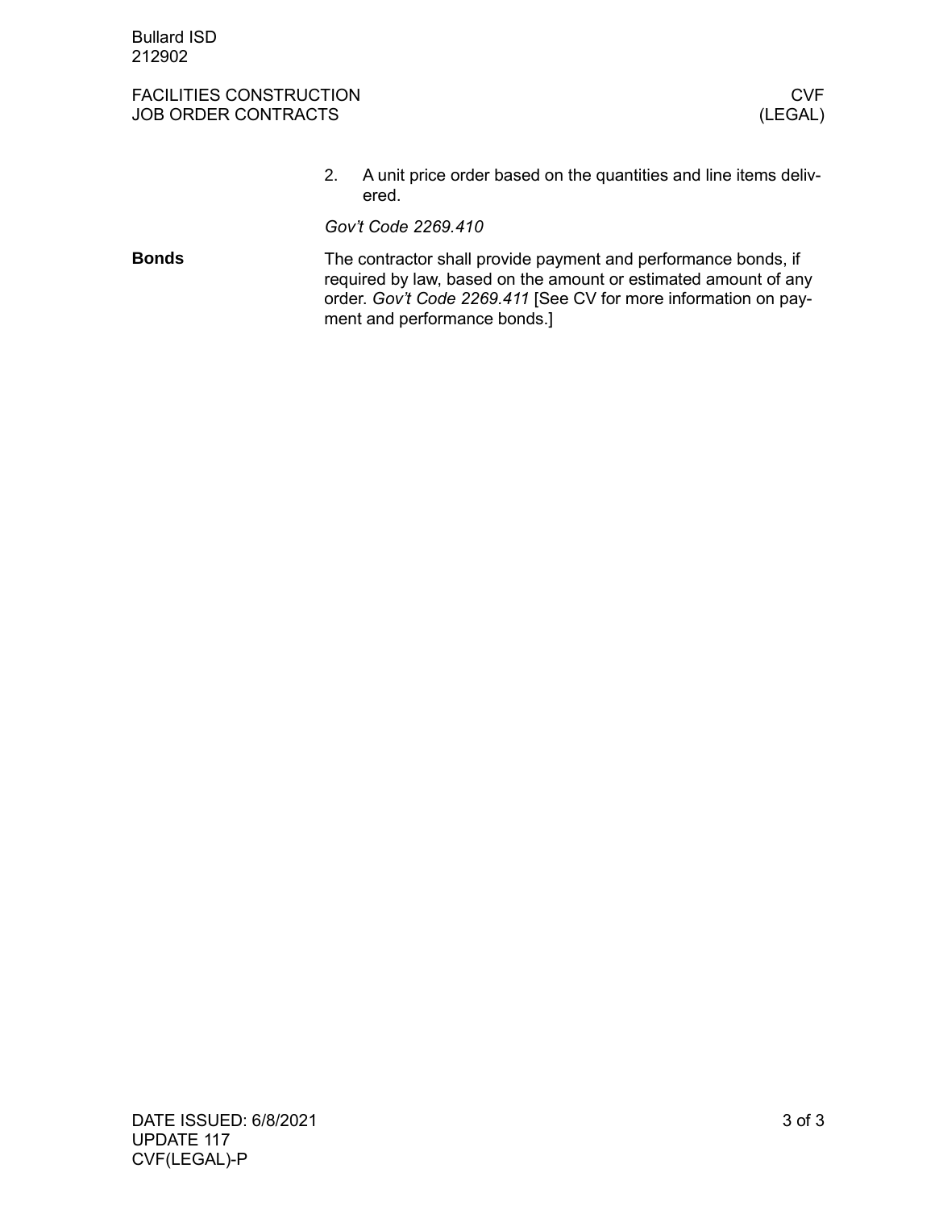2. A unit price order based on the quantities and line items delivered.

*Gov't Code 2269.410*

**Bonds**

The contractor shall provide payment and performance bonds, if required by law, based on the amount or estimated amount of any order. *Gov't Code 2269.411* [See CV for more information on payment and performance bonds.]